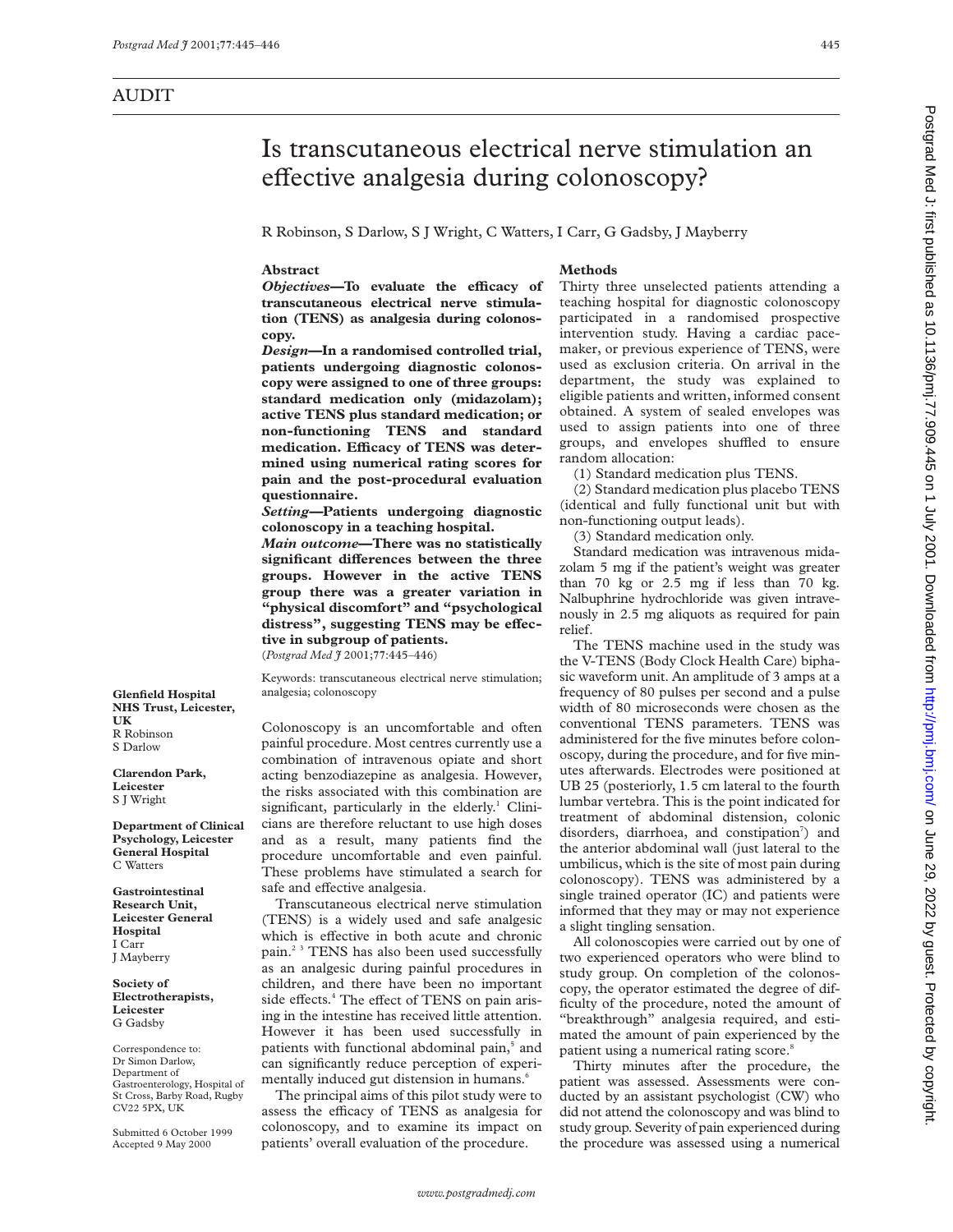AUDIT

# Is transcutaneous electrical nerve stimulation an effective analgesia during colonoscopy?

R Robinson, S Darlow, S J Wright, C Watters, I Carr, G Gadsby, J Mayberry

## Abstract

***Objectives*—To evaluate the efficacy of transcutaneous electrical nerve stimulation (TENS) as analgesia during colonoscopy.**

***Design*—In a randomised controlled trial, patients undergoing diagnostic colonoscopy were assigned to one of three groups: standard medication only (midazolam); active TENS plus standard medication; or non-functioning TENS and standard medication. Efficacy of TENS was determined using numerical rating scores for pain and the post-procedural evaluation questionnaire.**

***Setting*—Patients undergoing diagnostic colonoscopy in a teaching hospital.**

***Main outcome*—There was no statistically significant differences between the three groups. However in the active TENS group there was a greater variation in "physical discomfort" and "psychological distress", suggesting TENS may be effective in subgroup of patients.**

(*Postgrad Med J* 2001;77:445–446)

Keywords: transcutaneous electrical nerve stimulation; analgesia; colonoscopy

**Glenfield Hospital NHS Trust, Leicester, UK**
R Robinson
S Darlow

**Clarendon Park, Leicester**
S J Wright

**Department of Clinical Psychology, Leicester General Hospital**
C Watters

**Gastrointestinal Research Unit, Leicester General Hospital**
I Carr
J Mayberry

**Society of Electrotherapists, Leicester**
G Gadsby

Correspondence to: Dr Simon Darlow, Department of Gastroenterology, Hospital of St Cross, Barby Road, Rugby CV22 5PX, UK

Submitted 6 October 1999
Accepted 9 May 2000

Colonoscopy is an uncomfortable and often painful procedure. Most centres currently use a combination of intravenous opiate and short acting benzodiazepine as analgesia. However, the risks associated with this combination are significant, particularly in the elderly.[1] Clinicians are therefore reluctant to use high doses and as a result, many patients find the procedure uncomfortable and even painful. These problems have stimulated a search for safe and effective analgesia.

Transcutaneous electrical nerve stimulation (TENS) is a widely used and safe analgesic which is effective in both acute and chronic pain.[2,3] TENS has also been used successfully as an analgesic during painful procedures in children, and there have been no important side effects.[4] The effect of TENS on pain arising in the intestine has received little attention. However it has been used successfully in patients with functional abdominal pain,[5] and can significantly reduce perception of experimentally induced gut distension in humans.[6]

The principal aims of this pilot study were to assess the efficacy of TENS as analgesia for colonoscopy, and to examine its impact on patients' overall evaluation of the procedure.

## Methods

Thirty three unselected patients attending a teaching hospital for diagnostic colonoscopy participated in a randomised prospective intervention study. Having a cardiac pacemaker, or previous experience of TENS, were used as exclusion criteria. On arrival in the department, the study was explained to eligible patients and written, informed consent obtained. A system of sealed envelopes was used to assign patients into one of three groups, and envelopes shuffled to ensure random allocation:

(1) Standard medication plus TENS.

(2) Standard medication plus placebo TENS (identical and fully functional unit but with non-functioning output leads).

(3) Standard medication only.

Standard medication was intravenous midazolam 5 mg if the patient's weight was greater than 70 kg or 2.5 mg if less than 70 kg. Nalbuphrine hydrochloride was given intravenously in 2.5 mg aliquots as required for pain relief.

The TENS machine used in the study was the V-TENS (Body Clock Health Care) biphasic waveform unit. An amplitude of 3 amps at a frequency of 80 pulses per second and a pulse width of 80 microseconds were chosen as the conventional TENS parameters. TENS was administered for the five minutes before colonoscopy, during the procedure, and for five minutes afterwards. Electrodes were positioned at UB 25 (posteriorly, 1.5 cm lateral to the fourth lumbar vertebra. This is the point indicated for treatment of abdominal distension, colonic disorders, diarrhoea, and constipation[7]) and the anterior abdominal wall (just lateral to the umbilicus, which is the site of most pain during colonoscopy). TENS was administered by a single trained operator (IC) and patients were informed that they may or may not experience a slight tingling sensation.

All colonoscopies were carried out by one of two experienced operators who were blind to study group. On completion of the colonoscopy, the operator estimated the degree of difficulty of the procedure, noted the amount of "breakthrough" analgesia required, and estimated the amount of pain experienced by the patient using a numerical rating score.[8]

Thirty minutes after the procedure, the patient was assessed. Assessments were conducted by an assistant psychologist (CW) who did not attend the colonoscopy and was blind to study group. Severity of pain experienced during the procedure was assessed using a numerical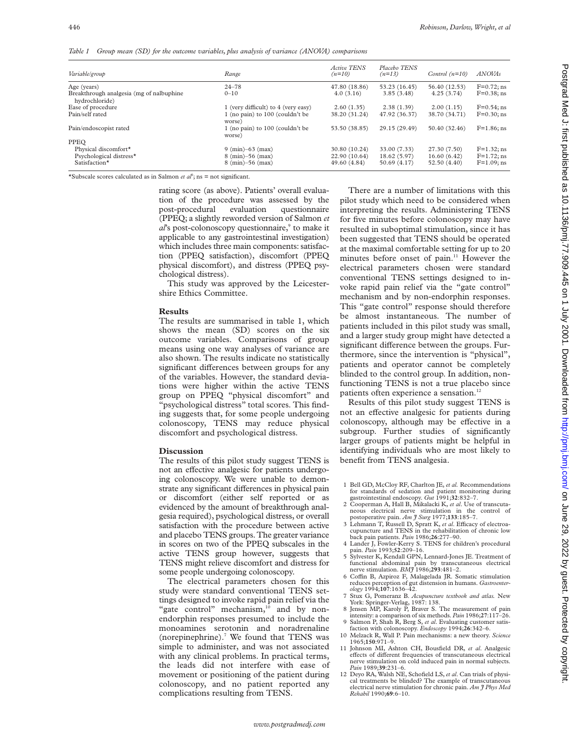*Table 1 Group mean (SD) for the outcome variables, plus analysis of variance (ANOVA) comparisons*

| *Variable/group* | *Range* | *Active TENS (n=10)* | *Placebo TENS (n=13)* | *Control (n=10)* | *ANOVAs* |
|---|---|---|---|---|---|
| Age (years) | 24–78 | 47.80 (18.86) | 53.23 (16.45) | 56.40 (12.53) | F=0.72; ns |
| Breakthrough analgesia (mg of nalbuphine hydrochloride) | 0–10 | 4.0 (3.16) | 3.85 (3.48) | 4.25 (3.74) | F=0.38; ns |
| Ease of procedure | 1 (very difficult) to 4 (very easy) | 2.60 (1.35) | 2.38 (1.39) | 2.00 (1.15) | F=0.54; ns |
| Pain/self rated | 1 (no pain) to 100 (couldn't be worse) | 38.20 (31.24) | 47.92 (36.37) | 38.70 (34.71) | F=0.30; ns |
| Pain/endoscopist rated | 1 (no pain) to 100 (couldn't be worse) | 53.50 (38.85) | 29.15 (29.49) | 50.40 (32.46) | F=1.86; ns |
| PPEQ | | | | | |
| Physical discomfort* | 9 (min)–63 (max) | 30.80 (10.24) | 33.00 (7.33) | 27.30 (7.50) | F=1.32; ns |
| Psychological distress* | 8 (min)–56 (max) | 22.90 (10.64) | 18.62 (5.97) | 16.60 (6.42) | F=1.72; ns |
| Satisfaction* | 8 (min)–56 (max) | 49.60 (4.84) | 50.69 (4.17) | 52.50 (4.40) | F=1.09; ns |

*Subscale scores calculated as in Salmon *et al*[9]; ns = not significant.

rating score (as above). Patients' overall evaluation of the procedure was assessed by the post-procedural evaluation questionnaire (PPEQ; a slightly reworded version of Salmon *et al*'s post-colonoscopy questionnaire,[9] to make it applicable to any gastrointestinal investigation) which includes three main components: satisfaction (PPEQ satisfaction), discomfort (PPEQ physical discomfort), and distress (PPEQ psychological distress).

This study was approved by the Leicestershire Ethics Committee.

## Results

The results are summarised in table 1, which shows the mean (SD) scores on the six outcome variables. Comparisons of group means using one way analyses of variance are also shown. The results indicate no statistically significant differences between groups for any of the variables. However, the standard deviations were higher within the active TENS group on PPEQ "physical discomfort" and "psychological distress" total scores. This finding suggests that, for some people undergoing colonoscopy, TENS may reduce physical discomfort and psychological distress.

## Discussion

The results of this pilot study suggest TENS is not an effective analgesic for patients undergoing colonoscopy. We were unable to demonstrate any significant differences in physical pain or discomfort (either self reported or as evidenced by the amount of breakthrough analgesia required), psychological distress, or overall satisfaction with the procedure between active and placebo TENS groups. The greater variance in scores on two of the PPEQ subscales in the active TENS group however, suggests that TENS might relieve discomfort and distress for some people undergoing colonoscopy.

The electrical parameters chosen for this study were standard conventional TENS settings designed to invoke rapid pain relief via the "gate control" mechanism,[10] and by non-endorphin responses presumed to include the monoamines serotonin and noradrenaline (norepinephrine).[7] We found that TENS was simple to administer, and was not associated with any clinical problems. In practical terms, the leads did not interfere with ease of movement or positioning of the patient during colonoscopy, and no patient reported any complications resulting from TENS.

There are a number of limitations with this pilot study which need to be considered when interpreting the results. Administering TENS for five minutes before colonoscopy may have resulted in suboptimal stimulation, since it has been suggested that TENS should be operated at the maximal comfortable setting for up to 20 minutes before onset of pain.[11] However the electrical parameters chosen were standard conventional TENS settings designed to invoke rapid pain relief via the "gate control" mechanism and by non-endorphin responses. This "gate control" response should therefore be almost instantaneous. The number of patients included in this pilot study was small, and a larger study group might have detected a significant difference between the groups. Furthermore, since the intervention is "physical", patients and operator cannot be completely blinded to the control group. In addition, non-functioning TENS is not a true placebo since patients often experience a sensation.[12]

Results of this pilot study suggest TENS is not an effective analgesic for patients during colonoscopy, although may be effective in a subgroup. Further studies of significantly larger groups of patients might be helpful in identifying individuals who are most likely to benefit from TENS analgesia.

1 Bell GD, McCloy RF, Charlton JE, *et al.* Recommendations for standards of sedation and patient monitoring during gastrointestinal endoscopy. *Gut* 1991;**32**:832–7.
2 Cooperman A, Hall B, Mikalacki K, *et al*. Use of transcutaneous electrical nerve stimulation in the control of postoperative pain. *Am J Surg* 1977;**133**:185–7.
3 Lehmann T, Russell D, Spratt K, *et al*. Efficacy of electroacupuncture and TENS in the rehabilitation of chronic low back pain patients. *Pain* 1986;**26**:277–90.
4 Lander J, Fowler-Kerry S. TENS for children's procedural pain. *Pain* 1993;**52**:209–16.
5 Sylvester K, Kendall GPN, Lennard-Jones JE. Treatment of functional abdominal pain by transcutaneous electrical nerve stimulation. *BMJ* 1986;**293**:481–2.
6 Coffin B, Azpiroz F, Malagelada JR. Somatic stimulation reduces perception of gut distension in humans. *Gastroenterology* 1994;**107**:1636–42.
7 Stux G, Pomeranz B. *Acupuncture textbook and atlas.* New York: Springer-Verlag, 1987: 138.
8 Jensen MP, Karoly P, Braver S. The measurement of pain intensity: a comparison of six methods. *Pain* 1986;**27**:117–26.
9 Salmon P, Shah R, Berg S, *et al*. Evaluating customer satisfaction with colonoscopy. *Endoscopy* 1994;**26**:342–6.
10 Melzack R, Wall P. Pain mechanisms: a new theory. *Science* 1965;**150**:971–9.
11 Johnson MI, Ashton CH, Bousfield DR, *et al*. Analgesic effects of different frequencies of transcutaneous electrical nerve stimulation on cold induced pain in normal subjects. *Pain* 1989;**39**:231–6.
12 Deyo RA, Walsh NE, Schofield LS, *et al*. Can trials of physical treatments be blinded? The example of transcutaneous electrical nerve stimulation for chronic pain. *Am J Phys Med Rehabil* 1990;**69**:6–10.